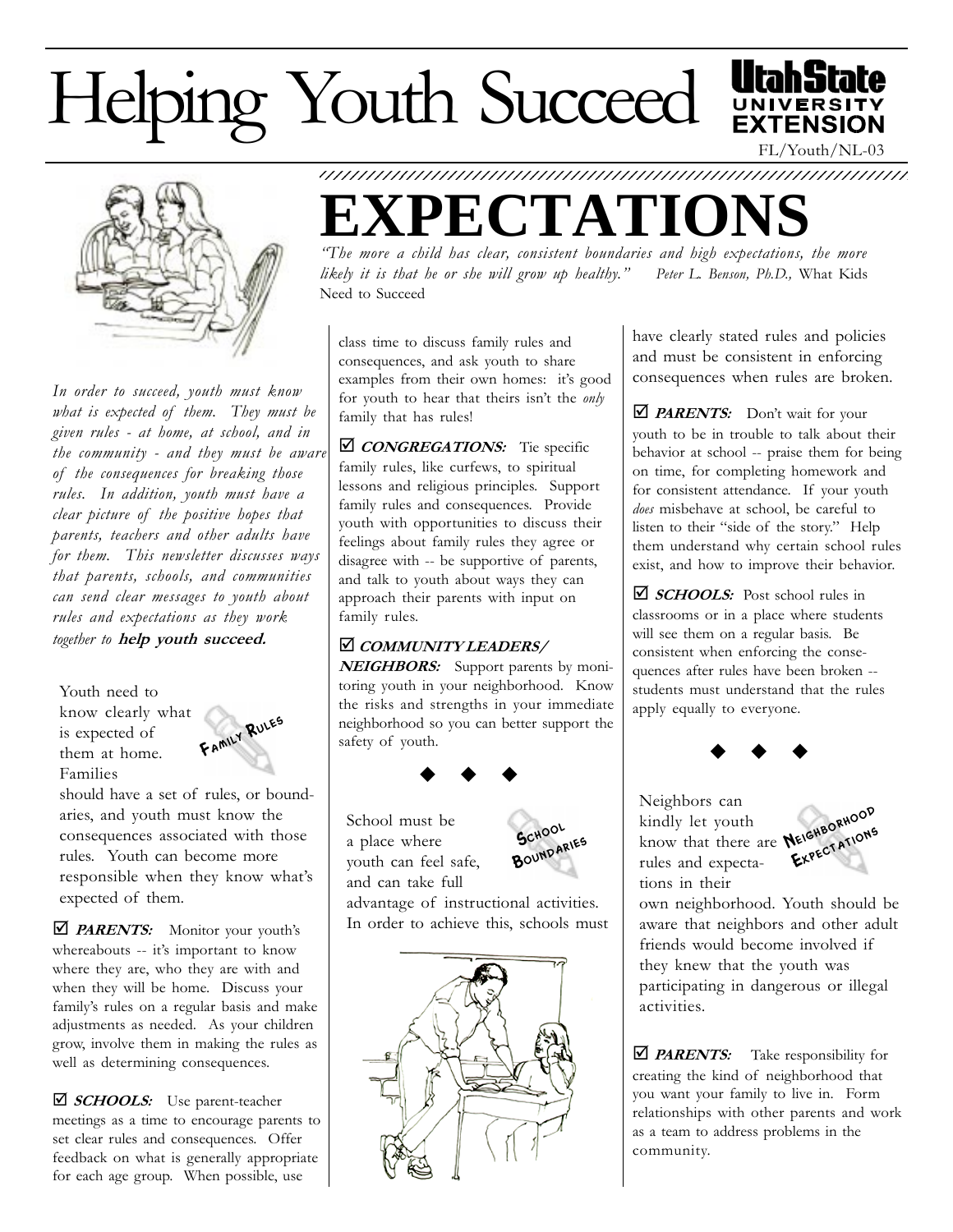# Helping Youth Succeed

Utah State University Extension

FL/Youth/NL-03

# EXPECTATIONS

*"The more a child has clear, consistent boundaries and high expectations, the more likely it is that he or she will grow up healthy."* Peter L. Benson, Ph.D., What Kids Need to Succeed

*In order to succeed, youth must know what is expected of them. They must be given rules - at home, at school, and in the community - and they must be aware of the consequences for breaking those rules. In addition, youth must have a clear picture of the positive hopes that parents, teachers and other adults have for them. This newsletter discusses ways that parents, schools, and communities can send clear messages to youth about rules and expectations as they work together to* **help youth succeed.**

## Family Rules

Youth need to know clearly what is expected of them at home. Families should have a set of rules, or boundaries, and youth must know the consequences associated with those rules. Youth can become more responsible when they know what's expected of them.

☑ ***PARENTS:*** Monitor your youth's whereabouts -- it's important to know where they are, who they are with and when they will be home. Discuss your family's rules on a regular basis and make adjustments as needed. As your children grow, involve them in making the rules as well as determining consequences.

☑ ***SCHOOLS:*** Use parent-teacher meetings as a time to encourage parents to set clear rules and consequences. Offer feedback on what is generally appropriate for each age group. When possible, use class time to discuss family rules and consequences, and ask youth to share examples from their own homes: it's good for youth to hear that theirs isn't the *only* family that has rules!

☑ ***CONGREGATIONS:*** Tie specific family rules, like curfews, to spiritual lessons and religious principles. Support family rules and consequences. Provide youth with opportunities to discuss their feelings about family rules they agree or disagree with -- be supportive of parents, and talk to youth about ways they can approach their parents with input on family rules.

☑ ***COMMUNITY LEADERS/ NEIGHBORS:*** Support parents by monitoring youth in your neighborhood. Know the risks and strengths in your immediate neighborhood so you can better support the safety of youth.

◆ ◆ ◆

## School Boundaries

School must be a place where youth can feel safe, and can take full advantage of instructional activities. In order to achieve this, schools must have clearly stated rules and policies and must be consistent in enforcing consequences when rules are broken.

☑ ***PARENTS:*** Don't wait for your youth to be in trouble to talk about their behavior at school -- praise them for being on time, for completing homework and for consistent attendance. If your youth *does* misbehave at school, be careful to listen to their "side of the story." Help them understand why certain school rules exist, and how to improve their behavior.

☑ ***SCHOOLS:*** Post school rules in classrooms or in a place where students will see them on a regular basis. Be consistent when enforcing the consequences after rules have been broken -- students must understand that the rules apply equally to everyone.

◆ ◆ ◆

## Neighborhood Expectations

Neighbors can kindly let youth know that there are rules and expectations in their own neighborhood. Youth should be aware that neighbors and other adult friends would become involved if they knew that the youth was participating in dangerous or illegal activities.

☑ ***PARENTS:*** Take responsibility for creating the kind of neighborhood that you want your family to live in. Form relationships with other parents and work as a team to address problems in the community.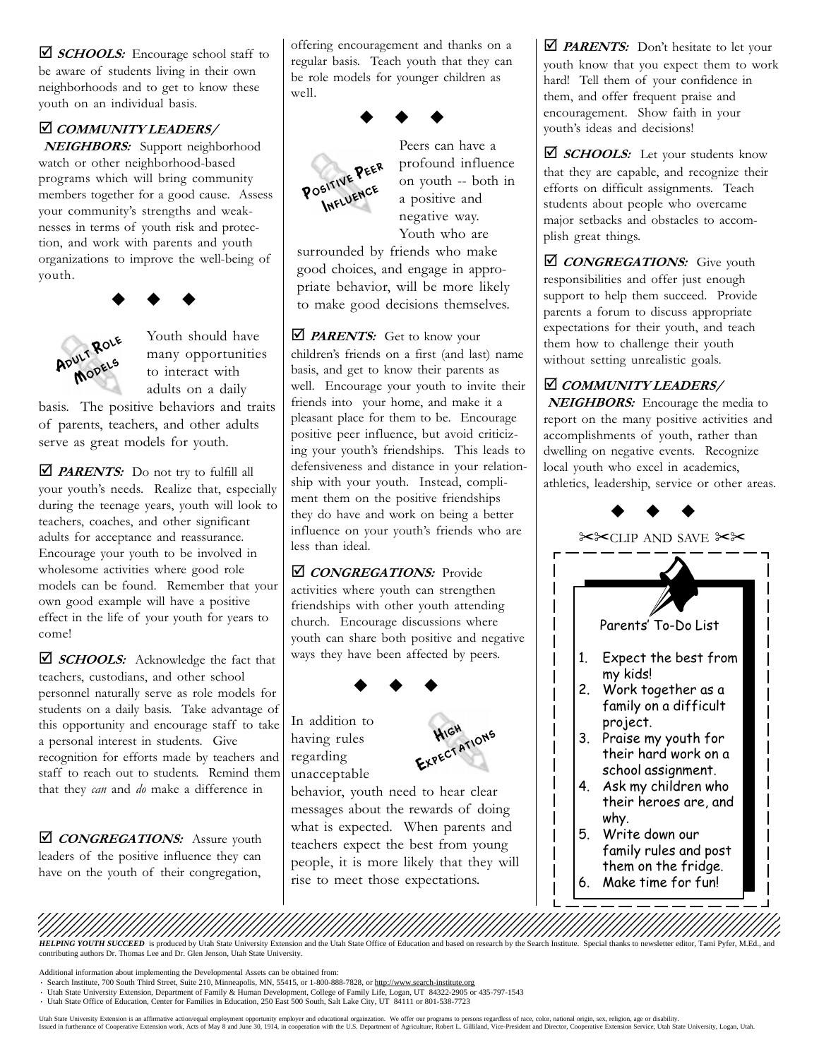☑ ***SCHOOLS:*** Encourage school staff to be aware of students living in their own neighborhoods and to get to know these youth on an individual basis.

☑ ***COMMUNITY LEADERS/ NEIGHBORS:*** Support neighborhood watch or other neighborhood-based programs which will bring community members together for a good cause. Assess your community's strengths and weaknesses in terms of youth risk and protection, and work with parents and youth organizations to improve the well-being of youth.

◆ ◆ ◆

## Adult Role Models

Youth should have many opportunities to interact with adults on a daily basis. The positive behaviors and traits of parents, teachers, and other adults serve as great models for youth.

☑ ***PARENTS:*** Do not try to fulfill all your youth's needs. Realize that, especially during the teenage years, youth will look to teachers, coaches, and other significant adults for acceptance and reassurance. Encourage your youth to be involved in wholesome activities where good role models can be found. Remember that your own good example will have a positive effect in the life of your youth for years to come!

☑ ***SCHOOLS:*** Acknowledge the fact that teachers, custodians, and other school personnel naturally serve as role models for students on a daily basis. Take advantage of this opportunity and encourage staff to take a personal interest in students. Give recognition for efforts made by teachers and staff to reach out to students. Remind them that they *can* and *do* make a difference in

☑ ***CONGREGATIONS:*** Assure youth leaders of the positive influence they can have on the youth of their congregation, offering encouragement and thanks on a regular basis. Teach youth that they can be role models for younger children as well.

◆ ◆ ◆

## Positive Peer Influence

Peers can have a profound influence on youth -- both in a positive and negative way. Youth who are surrounded by friends who make good choices, and engage in appropriate behavior, will be more likely to make good decisions themselves.

☑ ***PARENTS:*** Get to know your children's friends on a first (and last) name basis, and get to know their parents as well. Encourage your youth to invite their friends into your home, and make it a pleasant place for them to be. Encourage positive peer influence, but avoid criticizing your youth's friendships. This leads to defensiveness and distance in your relationship with your youth. Instead, compliment them on the positive friendships they do have and work on being a better influence on your youth's friends who are less than ideal.

☑ ***CONGREGATIONS:*** Provide activities where youth can strengthen friendships with other youth attending church. Encourage discussions where youth can share both positive and negative ways they have been affected by peers.

◆ ◆ ◆

## High Expectations

In addition to having rules regarding unacceptable behavior, youth need to hear clear messages about the rewards of doing what is expected. When parents and teachers expect the best from young people, it is more likely that they will rise to meet those expectations.

☑ ***PARENTS:*** Don't hesitate to let your youth know that you expect them to work hard! Tell them of your confidence in them, and offer frequent praise and encouragement. Show faith in your youth's ideas and decisions!

☑ ***SCHOOLS:*** Let your students know that they are capable, and recognize their efforts on difficult assignments. Teach students about people who overcame major setbacks and obstacles to accomplish great things.

☑ ***CONGREGATIONS:*** Give youth responsibilities and offer just enough support to help them succeed. Provide parents a forum to discuss appropriate expectations for their youth, and teach them how to challenge their youth without setting unrealistic goals.

☑ ***COMMUNITY LEADERS/ NEIGHBORS:*** Encourage the media to report on the many positive activities and accomplishments of youth, rather than dwelling on negative events. Recognize local youth who excel in academics, athletics, leadership, service or other areas.

◆ ◆ ◆

✂✂CLIP AND SAVE ✂✂

### Parents' To-Do List

1. Expect the best from my kids!
2. Work together as a family on a difficult project.
3. Praise my youth for their hard work on a school assignment.
4. Ask my children who their heroes are, and why.
5. Write down our family rules and post them on the fridge.
6. Make time for fun!

***HELPING YOUTH SUCCEED*** is produced by Utah State University Extension and the Utah State Office of Education and based on research by the Search Institute. Special thanks to newsletter editor, Tami Pyfer, M.Ed., and contributing authors Dr. Thomas Lee and Dr. Glen Jenson, Utah State University.

Additional information about implementing the Developmental Assets can be obtained from:

- Search Institute, 700 South Third Street, Suite 210, Minneapolis, MN, 55415, or 1-800-888-7828, or http://www.search-institute.org
- Utah State University Extension, Department of Family & Human Development, College of Family Life, Logan, UT 84322-2905 or 435-797-1543
- Utah State Office of Education, Center for Families in Education, 250 East 500 South, Salt Lake City, UT 84111 or 801-538-7723

Utah State University Extension is an affirmative action/equal employment opportunity employer and educational orgainzation. We offer our programs to persons regardless of race, color, national origin, sex, religion, age or disability. Issued in furtherance of Cooperative Extension work, Acts of May 8 and June 30, 1914, in cooperation with the U.S. Department of Agriculture, Robert L. Gilliland, Vice-President and Director, Cooperative Extension Service, Utah State University, Logan, Utah.